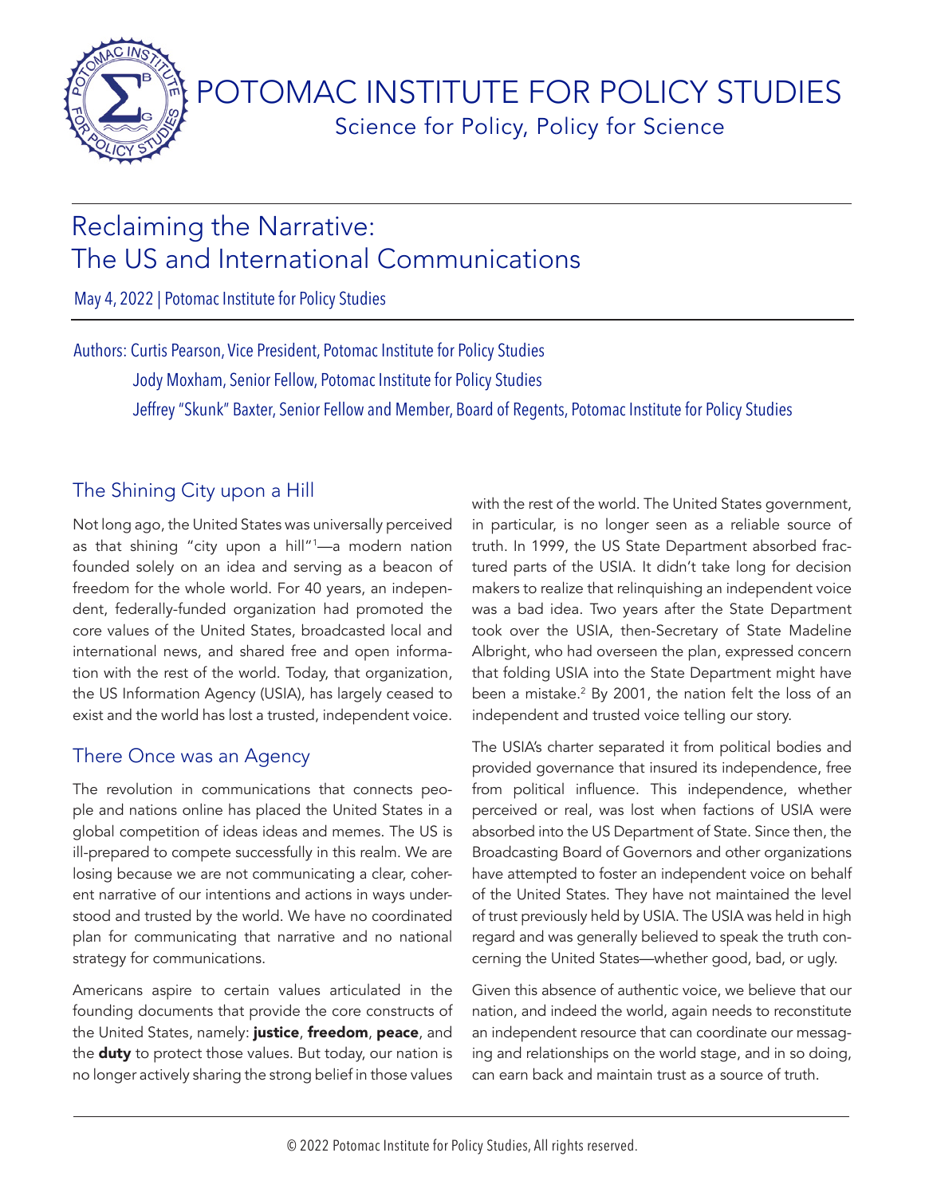# POTOMAC INSTITUTE FOR POLICY STUDIES

Science for Policy, Policy for Science

## Reclaiming the Narrative: The US and International Communications

May 4, 2022 | Potomac Institute for Policy Studies

Authors: Curtis Pearson, Vice President, Potomac Institute for Policy Studies
Jody Moxham, Senior Fellow, Potomac Institute for Policy Studies
Jeffrey "Skunk" Baxter, Senior Fellow and Member, Board of Regents, Potomac Institute for Policy Studies

### The Shining City upon a Hill

Not long ago, the United States was universally perceived as that shining "city upon a hill"[1]—a modern nation founded solely on an idea and serving as a beacon of freedom for the whole world. For 40 years, an independent, federally-funded organization had promoted the core values of the United States, broadcasted local and international news, and shared free and open information with the rest of the world. Today, that organization, the US Information Agency (USIA), has largely ceased to exist and the world has lost a trusted, independent voice.

### There Once was an Agency

The revolution in communications that connects people and nations online has placed the United States in a global competition of ideas ideas and memes. The US is ill-prepared to compete successfully in this realm. We are losing because we are not communicating a clear, coherent narrative of our intentions and actions in ways understood and trusted by the world. We have no coordinated plan for communicating that narrative and no national strategy for communications.

Americans aspire to certain values articulated in the founding documents that provide the core constructs of the United States, namely: **justice**, **freedom**, **peace**, and the **duty** to protect those values. But today, our nation is no longer actively sharing the strong belief in those values with the rest of the world. The United States government, in particular, is no longer seen as a reliable source of truth. In 1999, the US State Department absorbed fractured parts of the USIA. It didn't take long for decision makers to realize that relinquishing an independent voice was a bad idea. Two years after the State Department took over the USIA, then-Secretary of State Madeline Albright, who had overseen the plan, expressed concern that folding USIA into the State Department might have been a mistake.[2] By 2001, the nation felt the loss of an independent and trusted voice telling our story.

The USIA's charter separated it from political bodies and provided governance that insured its independence, free from political influence. This independence, whether perceived or real, was lost when factions of USIA were absorbed into the US Department of State. Since then, the Broadcasting Board of Governors and other organizations have attempted to foster an independent voice on behalf of the United States. They have not maintained the level of trust previously held by USIA. The USIA was held in high regard and was generally believed to speak the truth concerning the United States—whether good, bad, or ugly.

Given this absence of authentic voice, we believe that our nation, and indeed the world, again needs to reconstitute an independent resource that can coordinate our messaging and relationships on the world stage, and in so doing, can earn back and maintain trust as a source of truth.

© 2022 Potomac Institute for Policy Studies, All rights reserved.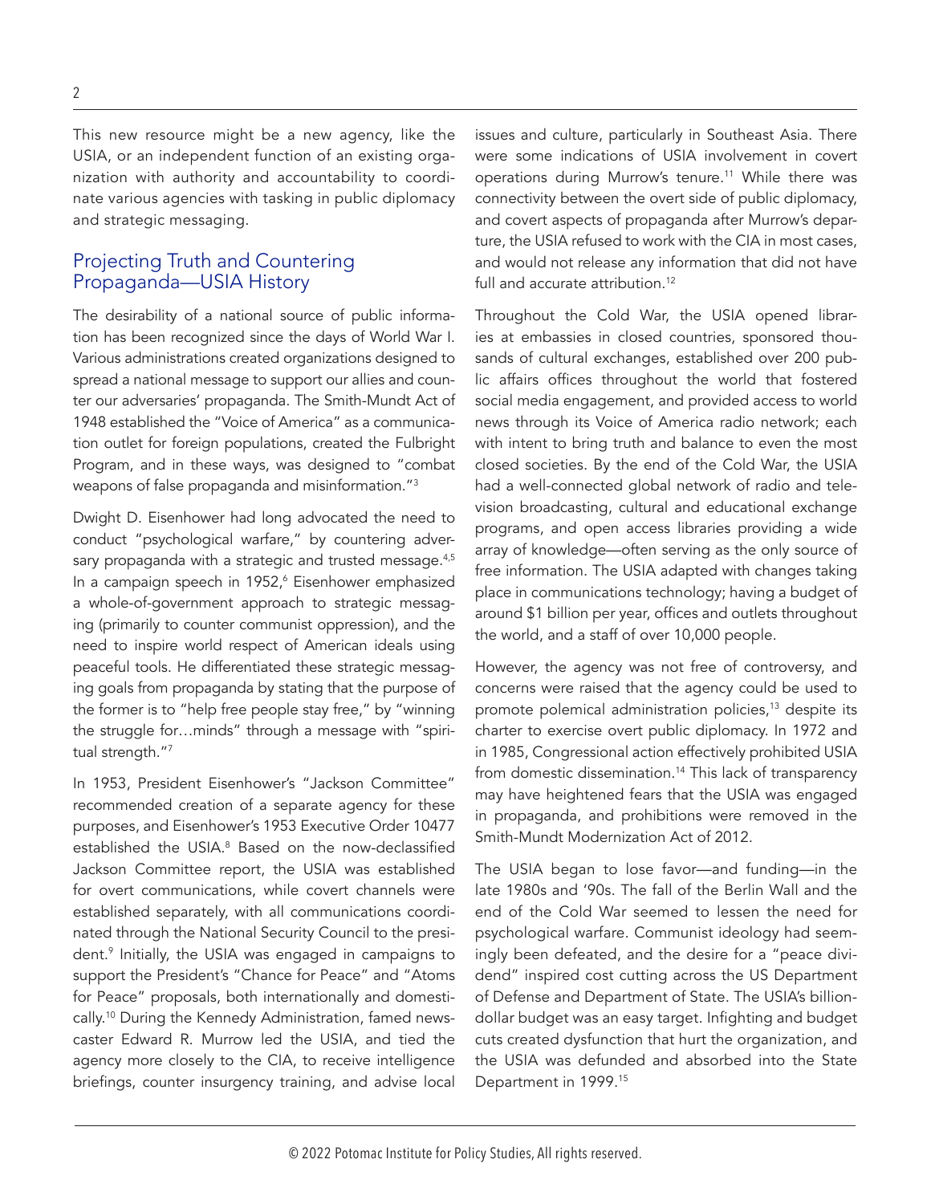This new resource might be a new agency, like the USIA, or an independent function of an existing organization with authority and accountability to coordinate various agencies with tasking in public diplomacy and strategic messaging.

## Projecting Truth and Countering Propaganda—USIA History

The desirability of a national source of public information has been recognized since the days of World War I. Various administrations created organizations designed to spread a national message to support our allies and counter our adversaries' propaganda. The Smith-Mundt Act of 1948 established the "Voice of America" as a communication outlet for foreign populations, created the Fulbright Program, and in these ways, was designed to "combat weapons of false propaganda and misinformation."[3]

Dwight D. Eisenhower had long advocated the need to conduct "psychological warfare," by countering adversary propaganda with a strategic and trusted message.[4,5] In a campaign speech in 1952,[6] Eisenhower emphasized a whole-of-government approach to strategic messaging (primarily to counter communist oppression), and the need to inspire world respect of American ideals using peaceful tools. He differentiated these strategic messaging goals from propaganda by stating that the purpose of the former is to "help free people stay free," by "winning the struggle for…minds" through a message with "spiritual strength."[7]

In 1953, President Eisenhower's "Jackson Committee" recommended creation of a separate agency for these purposes, and Eisenhower's 1953 Executive Order 10477 established the USIA.[8] Based on the now-declassified Jackson Committee report, the USIA was established for overt communications, while covert channels were established separately, with all communications coordinated through the National Security Council to the president.[9] Initially, the USIA was engaged in campaigns to support the President's "Chance for Peace" and "Atoms for Peace" proposals, both internationally and domestically.[10] During the Kennedy Administration, famed newscaster Edward R. Murrow led the USIA, and tied the agency more closely to the CIA, to receive intelligence briefings, counter insurgency training, and advise local issues and culture, particularly in Southeast Asia. There were some indications of USIA involvement in covert operations during Murrow's tenure.[11] While there was connectivity between the overt side of public diplomacy, and covert aspects of propaganda after Murrow's departure, the USIA refused to work with the CIA in most cases, and would not release any information that did not have full and accurate attribution.[12]

Throughout the Cold War, the USIA opened libraries at embassies in closed countries, sponsored thousands of cultural exchanges, established over 200 public affairs offices throughout the world that fostered social media engagement, and provided access to world news through its Voice of America radio network; each with intent to bring truth and balance to even the most closed societies. By the end of the Cold War, the USIA had a well-connected global network of radio and television broadcasting, cultural and educational exchange programs, and open access libraries providing a wide array of knowledge—often serving as the only source of free information. The USIA adapted with changes taking place in communications technology; having a budget of around $1 billion per year, offices and outlets throughout the world, and a staff of over 10,000 people.

However, the agency was not free of controversy, and concerns were raised that the agency could be used to promote polemical administration policies,[13] despite its charter to exercise overt public diplomacy. In 1972 and in 1985, Congressional action effectively prohibited USIA from domestic dissemination.[14] This lack of transparency may have heightened fears that the USIA was engaged in propaganda, and prohibitions were removed in the Smith-Mundt Modernization Act of 2012.

The USIA began to lose favor—and funding—in the late 1980s and '90s. The fall of the Berlin Wall and the end of the Cold War seemed to lessen the need for psychological warfare. Communist ideology had seemingly been defeated, and the desire for a "peace dividend" inspired cost cutting across the US Department of Defense and Department of State. The USIA's billion-dollar budget was an easy target. Infighting and budget cuts created dysfunction that hurt the organization, and the USIA was defunded and absorbed into the State Department in 1999.[15]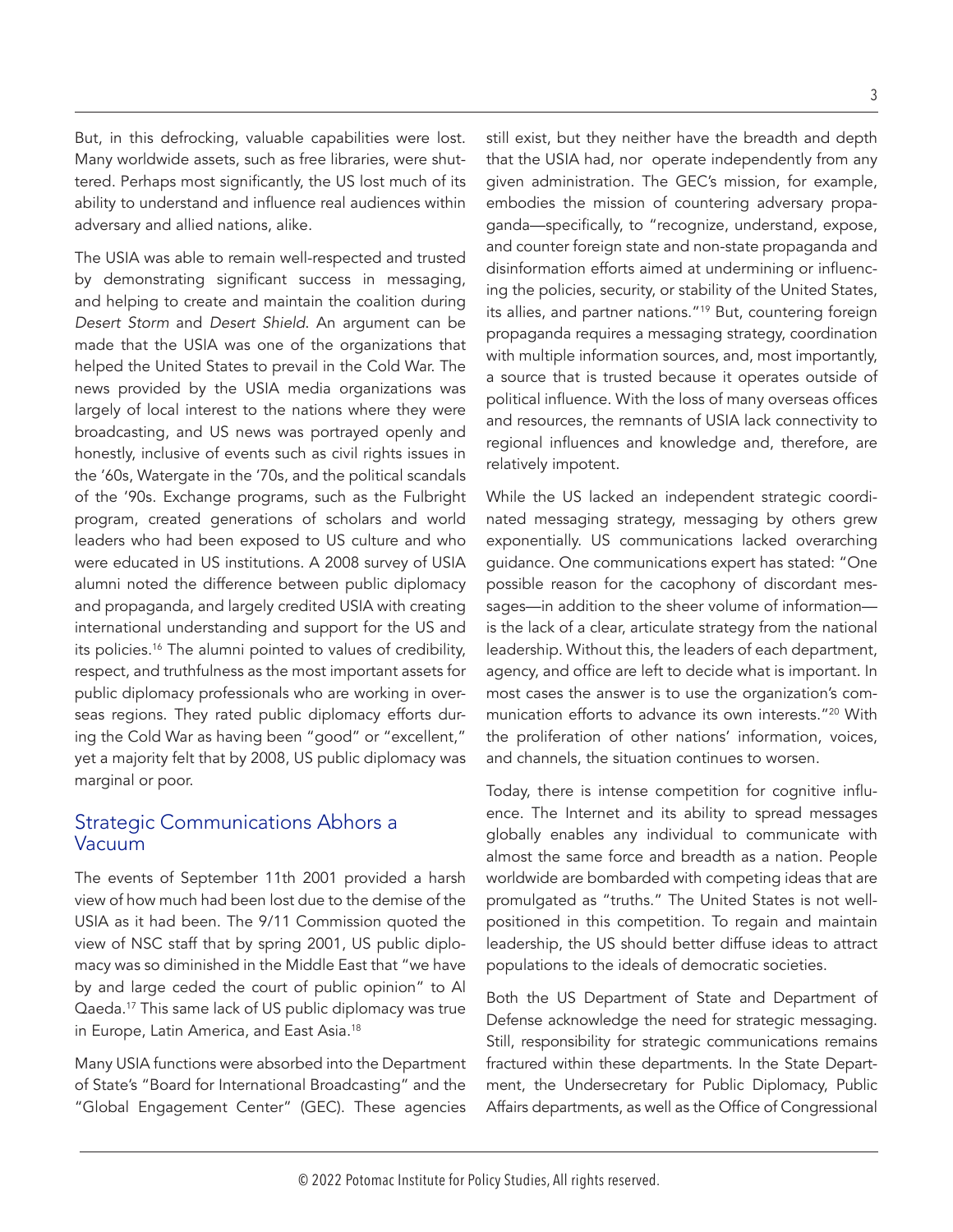But, in this defrocking, valuable capabilities were lost. Many worldwide assets, such as free libraries, were shuttered. Perhaps most significantly, the US lost much of its ability to understand and influence real audiences within adversary and allied nations, alike.

The USIA was able to remain well-respected and trusted by demonstrating significant success in messaging, and helping to create and maintain the coalition during *Desert Storm* and *Desert Shield*. An argument can be made that the USIA was one of the organizations that helped the United States to prevail in the Cold War. The news provided by the USIA media organizations was largely of local interest to the nations where they were broadcasting, and US news was portrayed openly and honestly, inclusive of events such as civil rights issues in the '60s, Watergate in the '70s, and the political scandals of the '90s. Exchange programs, such as the Fulbright program, created generations of scholars and world leaders who had been exposed to US culture and who were educated in US institutions. A 2008 survey of USIA alumni noted the difference between public diplomacy and propaganda, and largely credited USIA with creating international understanding and support for the US and its policies.[16] The alumni pointed to values of credibility, respect, and truthfulness as the most important assets for public diplomacy professionals who are working in overseas regions. They rated public diplomacy efforts during the Cold War as having been "good" or "excellent," yet a majority felt that by 2008, US public diplomacy was marginal or poor.

## Strategic Communications Abhors a Vacuum

The events of September 11th 2001 provided a harsh view of how much had been lost due to the demise of the USIA as it had been. The 9/11 Commission quoted the view of NSC staff that by spring 2001, US public diplomacy was so diminished in the Middle East that "we have by and large ceded the court of public opinion" to Al Qaeda.[17] This same lack of US public diplomacy was true in Europe, Latin America, and East Asia.[18]

Many USIA functions were absorbed into the Department of State's "Board for International Broadcasting" and the "Global Engagement Center" (GEC). These agencies still exist, but they neither have the breadth and depth that the USIA had, nor operate independently from any given administration. The GEC's mission, for example, embodies the mission of countering adversary propaganda—specifically, to "recognize, understand, expose, and counter foreign state and non-state propaganda and disinformation efforts aimed at undermining or influencing the policies, security, or stability of the United States, its allies, and partner nations."[19] But, countering foreign propaganda requires a messaging strategy, coordination with multiple information sources, and, most importantly, a source that is trusted because it operates outside of political influence. With the loss of many overseas offices and resources, the remnants of USIA lack connectivity to regional influences and knowledge and, therefore, are relatively impotent.

While the US lacked an independent strategic coordinated messaging strategy, messaging by others grew exponentially. US communications lacked overarching guidance. One communications expert has stated: "One possible reason for the cacophony of discordant messages—in addition to the sheer volume of information—is the lack of a clear, articulate strategy from the national leadership. Without this, the leaders of each department, agency, and office are left to decide what is important. In most cases the answer is to use the organization's communication efforts to advance its own interests."[20] With the proliferation of other nations' information, voices, and channels, the situation continues to worsen.

Today, there is intense competition for cognitive influence. The Internet and its ability to spread messages globally enables any individual to communicate with almost the same force and breadth as a nation. People worldwide are bombarded with competing ideas that are promulgated as "truths." The United States is not well-positioned in this competition. To regain and maintain leadership, the US should better diffuse ideas to attract populations to the ideals of democratic societies.

Both the US Department of State and Department of Defense acknowledge the need for strategic messaging. Still, responsibility for strategic communications remains fractured within these departments. In the State Department, the Undersecretary for Public Diplomacy, Public Affairs departments, as well as the Office of Congressional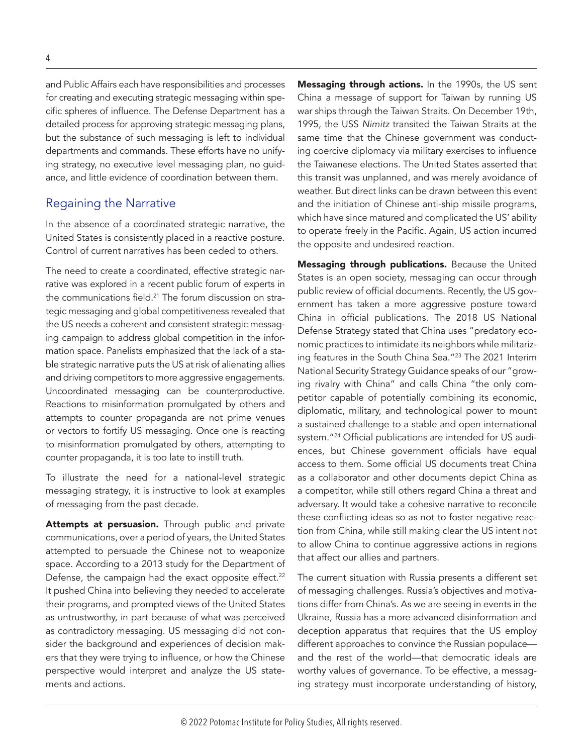and Public Affairs each have responsibilities and processes for creating and executing strategic messaging within specific spheres of influence. The Defense Department has a detailed process for approving strategic messaging plans, but the substance of such messaging is left to individual departments and commands. These efforts have no unifying strategy, no executive level messaging plan, no guidance, and little evidence of coordination between them.

## Regaining the Narrative

In the absence of a coordinated strategic narrative, the United States is consistently placed in a reactive posture. Control of current narratives has been ceded to others.

The need to create a coordinated, effective strategic narrative was explored in a recent public forum of experts in the communications field.[21] The forum discussion on strategic messaging and global competitiveness revealed that the US needs a coherent and consistent strategic messaging campaign to address global competition in the information space. Panelists emphasized that the lack of a stable strategic narrative puts the US at risk of alienating allies and driving competitors to more aggressive engagements. Uncoordinated messaging can be counterproductive. Reactions to misinformation promulgated by others and attempts to counter propaganda are not prime venues or vectors to fortify US messaging. Once one is reacting to misinformation promulgated by others, attempting to counter propaganda, it is too late to instill truth.

To illustrate the need for a national-level strategic messaging strategy, it is instructive to look at examples of messaging from the past decade.

**Attempts at persuasion.** Through public and private communications, over a period of years, the United States attempted to persuade the Chinese not to weaponize space. According to a 2013 study for the Department of Defense, the campaign had the exact opposite effect.[22] It pushed China into believing they needed to accelerate their programs, and prompted views of the United States as untrustworthy, in part because of what was perceived as contradictory messaging. US messaging did not consider the background and experiences of decision makers that they were trying to influence, or how the Chinese perspective would interpret and analyze the US statements and actions.

**Messaging through actions.** In the 1990s, the US sent China a message of support for Taiwan by running US war ships through the Taiwan Straits. On December 19th, 1995, the USS *Nimitz* transited the Taiwan Straits at the same time that the Chinese government was conducting coercive diplomacy via military exercises to influence the Taiwanese elections. The United States asserted that this transit was unplanned, and was merely avoidance of weather. But direct links can be drawn between this event and the initiation of Chinese anti-ship missile programs, which have since matured and complicated the US' ability to operate freely in the Pacific. Again, US action incurred the opposite and undesired reaction.

**Messaging through publications.** Because the United States is an open society, messaging can occur through public review of official documents. Recently, the US government has taken a more aggressive posture toward China in official publications. The 2018 US National Defense Strategy stated that China uses "predatory economic practices to intimidate its neighbors while militarizing features in the South China Sea."[23] The 2021 Interim National Security Strategy Guidance speaks of our "growing rivalry with China" and calls China "the only competitor capable of potentially combining its economic, diplomatic, military, and technological power to mount a sustained challenge to a stable and open international system."[24] Official publications are intended for US audiences, but Chinese government officials have equal access to them. Some official US documents treat China as a collaborator and other documents depict China as a competitor, while still others regard China a threat and adversary. It would take a cohesive narrative to reconcile these conflicting ideas so as not to foster negative reaction from China, while still making clear the US intent not to allow China to continue aggressive actions in regions that affect our allies and partners.

The current situation with Russia presents a different set of messaging challenges. Russia's objectives and motivations differ from China's. As we are seeing in events in the Ukraine, Russia has a more advanced disinformation and deception apparatus that requires that the US employ different approaches to convince the Russian populace—and the rest of the world—that democratic ideals are worthy values of governance. To be effective, a messaging strategy must incorporate understanding of history,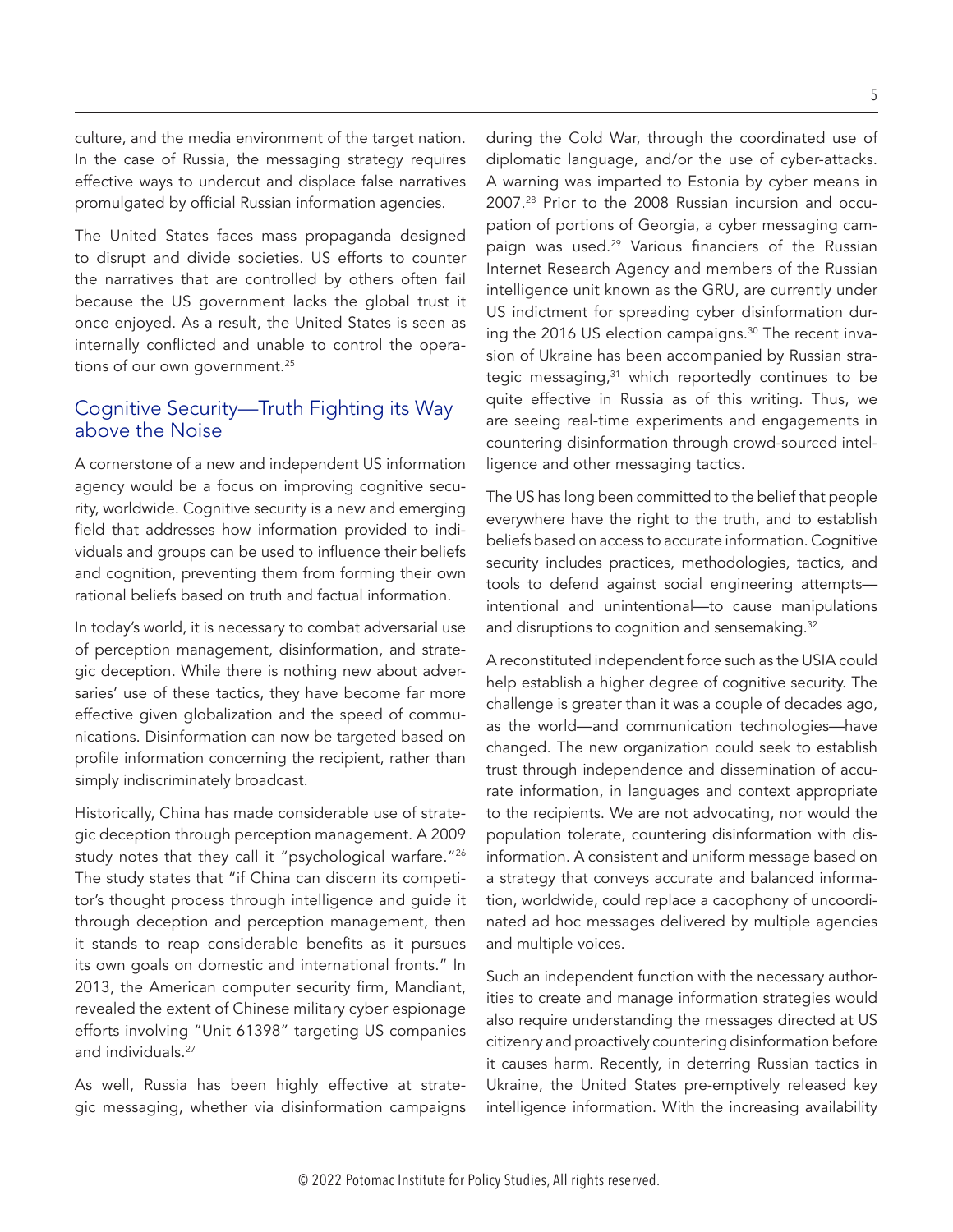culture, and the media environment of the target nation. In the case of Russia, the messaging strategy requires effective ways to undercut and displace false narratives promulgated by official Russian information agencies.

The United States faces mass propaganda designed to disrupt and divide societies. US efforts to counter the narratives that are controlled by others often fail because the US government lacks the global trust it once enjoyed. As a result, the United States is seen as internally conflicted and unable to control the operations of our own government.[25]

## Cognitive Security—Truth Fighting its Way above the Noise

A cornerstone of a new and independent US information agency would be a focus on improving cognitive security, worldwide. Cognitive security is a new and emerging field that addresses how information provided to individuals and groups can be used to influence their beliefs and cognition, preventing them from forming their own rational beliefs based on truth and factual information.

In today's world, it is necessary to combat adversarial use of perception management, disinformation, and strategic deception. While there is nothing new about adversaries' use of these tactics, they have become far more effective given globalization and the speed of communications. Disinformation can now be targeted based on profile information concerning the recipient, rather than simply indiscriminately broadcast.

Historically, China has made considerable use of strategic deception through perception management. A 2009 study notes that they call it "psychological warfare."[26] The study states that "if China can discern its competitor's thought process through intelligence and guide it through deception and perception management, then it stands to reap considerable benefits as it pursues its own goals on domestic and international fronts." In 2013, the American computer security firm, Mandiant, revealed the extent of Chinese military cyber espionage efforts involving "Unit 61398" targeting US companies and individuals.[27]

As well, Russia has been highly effective at strategic messaging, whether via disinformation campaigns during the Cold War, through the coordinated use of diplomatic language, and/or the use of cyber-attacks. A warning was imparted to Estonia by cyber means in 2007.[28] Prior to the 2008 Russian incursion and occupation of portions of Georgia, a cyber messaging campaign was used.[29] Various financiers of the Russian Internet Research Agency and members of the Russian intelligence unit known as the GRU, are currently under US indictment for spreading cyber disinformation during the 2016 US election campaigns.[30] The recent invasion of Ukraine has been accompanied by Russian strategic messaging,[31] which reportedly continues to be quite effective in Russia as of this writing. Thus, we are seeing real-time experiments and engagements in countering disinformation through crowd-sourced intelligence and other messaging tactics.

The US has long been committed to the belief that people everywhere have the right to the truth, and to establish beliefs based on access to accurate information. Cognitive security includes practices, methodologies, tactics, and tools to defend against social engineering attempts—intentional and unintentional—to cause manipulations and disruptions to cognition and sensemaking.[32]

A reconstituted independent force such as the USIA could help establish a higher degree of cognitive security. The challenge is greater than it was a couple of decades ago, as the world—and communication technologies—have changed. The new organization could seek to establish trust through independence and dissemination of accurate information, in languages and context appropriate to the recipients. We are not advocating, nor would the population tolerate, countering disinformation with disinformation. A consistent and uniform message based on a strategy that conveys accurate and balanced information, worldwide, could replace a cacophony of uncoordinated ad hoc messages delivered by multiple agencies and multiple voices.

Such an independent function with the necessary authorities to create and manage information strategies would also require understanding the messages directed at US citizenry and proactively countering disinformation before it causes harm. Recently, in deterring Russian tactics in Ukraine, the United States pre-emptively released key intelligence information. With the increasing availability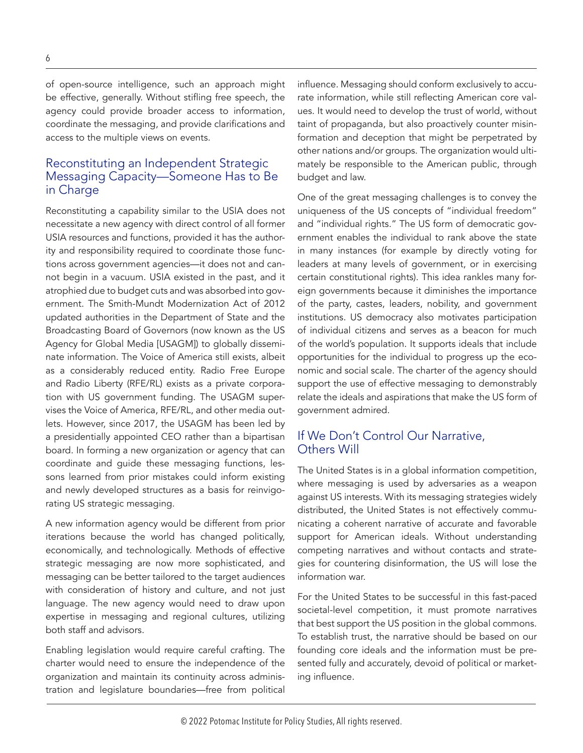of open-source intelligence, such an approach might be effective, generally. Without stifling free speech, the agency could provide broader access to information, coordinate the messaging, and provide clarifications and access to the multiple views on events.

## Reconstituting an Independent Strategic Messaging Capacity—Someone Has to Be in Charge

Reconstituting a capability similar to the USIA does not necessitate a new agency with direct control of all former USIA resources and functions, provided it has the authority and responsibility required to coordinate those functions across government agencies—it does not and cannot begin in a vacuum. USIA existed in the past, and it atrophied due to budget cuts and was absorbed into government. The Smith-Mundt Modernization Act of 2012 updated authorities in the Department of State and the Broadcasting Board of Governors (now known as the US Agency for Global Media [USAGM]) to globally disseminate information. The Voice of America still exists, albeit as a considerably reduced entity. Radio Free Europe and Radio Liberty (RFE/RL) exists as a private corporation with US government funding. The USAGM supervises the Voice of America, RFE/RL, and other media outlets. However, since 2017, the USAGM has been led by a presidentially appointed CEO rather than a bipartisan board. In forming a new organization or agency that can coordinate and guide these messaging functions, lessons learned from prior mistakes could inform existing and newly developed structures as a basis for reinvigorating US strategic messaging.

A new information agency would be different from prior iterations because the world has changed politically, economically, and technologically. Methods of effective strategic messaging are now more sophisticated, and messaging can be better tailored to the target audiences with consideration of history and culture, and not just language. The new agency would need to draw upon expertise in messaging and regional cultures, utilizing both staff and advisors.

Enabling legislation would require careful crafting. The charter would need to ensure the independence of the organization and maintain its continuity across administration and legislature boundaries—free from political influence. Messaging should conform exclusively to accurate information, while still reflecting American core values. It would need to develop the trust of world, without taint of propaganda, but also proactively counter misinformation and deception that might be perpetrated by other nations and/or groups. The organization would ultimately be responsible to the American public, through budget and law.

One of the great messaging challenges is to convey the uniqueness of the US concepts of "individual freedom" and "individual rights." The US form of democratic government enables the individual to rank above the state in many instances (for example by directly voting for leaders at many levels of government, or in exercising certain constitutional rights). This idea rankles many foreign governments because it diminishes the importance of the party, castes, leaders, nobility, and government institutions. US democracy also motivates participation of individual citizens and serves as a beacon for much of the world's population. It supports ideals that include opportunities for the individual to progress up the economic and social scale. The charter of the agency should support the use of effective messaging to demonstrably relate the ideals and aspirations that make the US form of government admired.

## If We Don't Control Our Narrative, Others Will

The United States is in a global information competition, where messaging is used by adversaries as a weapon against US interests. With its messaging strategies widely distributed, the United States is not effectively communicating a coherent narrative of accurate and favorable support for American ideals. Without understanding competing narratives and without contacts and strategies for countering disinformation, the US will lose the information war.

For the United States to be successful in this fast-paced societal-level competition, it must promote narratives that best support the US position in the global commons. To establish trust, the narrative should be based on our founding core ideals and the information must be presented fully and accurately, devoid of political or marketing influence.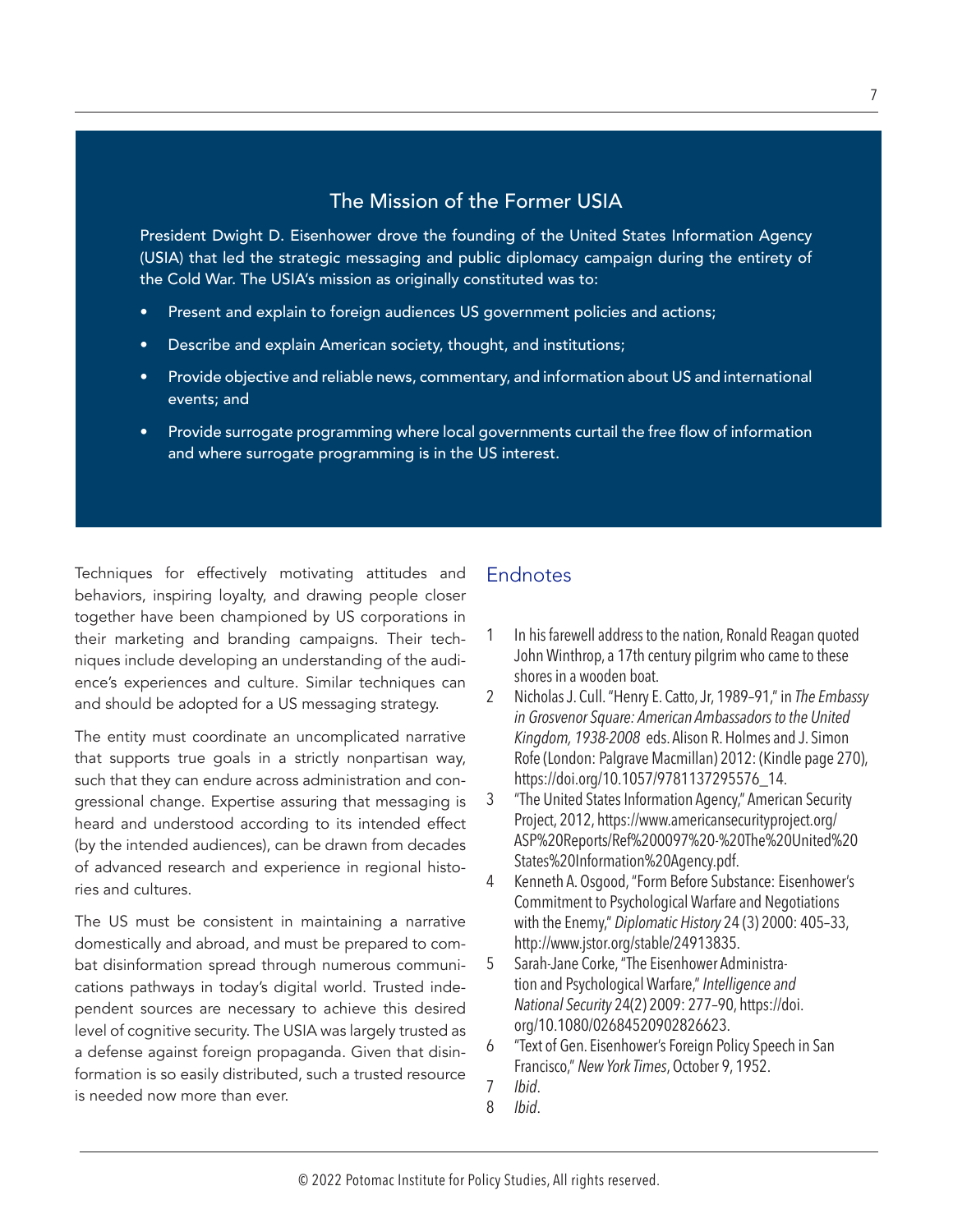## The Mission of the Former USIA

President Dwight D. Eisenhower drove the founding of the United States Information Agency (USIA) that led the strategic messaging and public diplomacy campaign during the entirety of the Cold War. The USIA's mission as originally constituted was to:

- Present and explain to foreign audiences US government policies and actions;
- Describe and explain American society, thought, and institutions;
- Provide objective and reliable news, commentary, and information about US and international events; and
- Provide surrogate programming where local governments curtail the free flow of information and where surrogate programming is in the US interest.

Techniques for effectively motivating attitudes and behaviors, inspiring loyalty, and drawing people closer together have been championed by US corporations in their marketing and branding campaigns. Their techniques include developing an understanding of the audience's experiences and culture. Similar techniques can and should be adopted for a US messaging strategy.

The entity must coordinate an uncomplicated narrative that supports true goals in a strictly nonpartisan way, such that they can endure across administration and congressional change. Expertise assuring that messaging is heard and understood according to its intended effect (by the intended audiences), can be drawn from decades of advanced research and experience in regional histories and cultures.

The US must be consistent in maintaining a narrative domestically and abroad, and must be prepared to combat disinformation spread through numerous communications pathways in today's digital world. Trusted independent sources are necessary to achieve this desired level of cognitive security. The USIA was largely trusted as a defense against foreign propaganda. Given that disinformation is so easily distributed, such a trusted resource is needed now more than ever.

## Endnotes

1. In his farewell address to the nation, Ronald Reagan quoted John Winthrop, a 17th century pilgrim who came to these shores in a wooden boat.
2. Nicholas J. Cull. "Henry E. Catto, Jr, 1989–91," in *The Embassy in Grosvenor Square: American Ambassadors to the United Kingdom, 1938-2008* eds. Alison R. Holmes and J. Simon Rofe (London: Palgrave Macmillan) 2012: (Kindle page 270), https://doi.org/10.1057/9781137295576_14.
3. "The United States Information Agency," American Security Project, 2012, https://www.americansecurityproject.org/ASP%20Reports/Ref%200097%20-%20The%20United%20States%20Information%20Agency.pdf.
4. Kenneth A. Osgood, "Form Before Substance: Eisenhower's Commitment to Psychological Warfare and Negotiations with the Enemy," *Diplomatic History* 24 (3) 2000: 405–33, http://www.jstor.org/stable/24913835.
5. Sarah-Jane Corke, "The Eisenhower Administration and Psychological Warfare," *Intelligence and National Security* 24(2) 2009: 277–90, https://doi.org/10.1080/02684520902826623.
6. "Text of Gen. Eisenhower's Foreign Policy Speech in San Francisco," *New York Times*, October 9, 1952.
7. *Ibid*.
8. *Ibid*.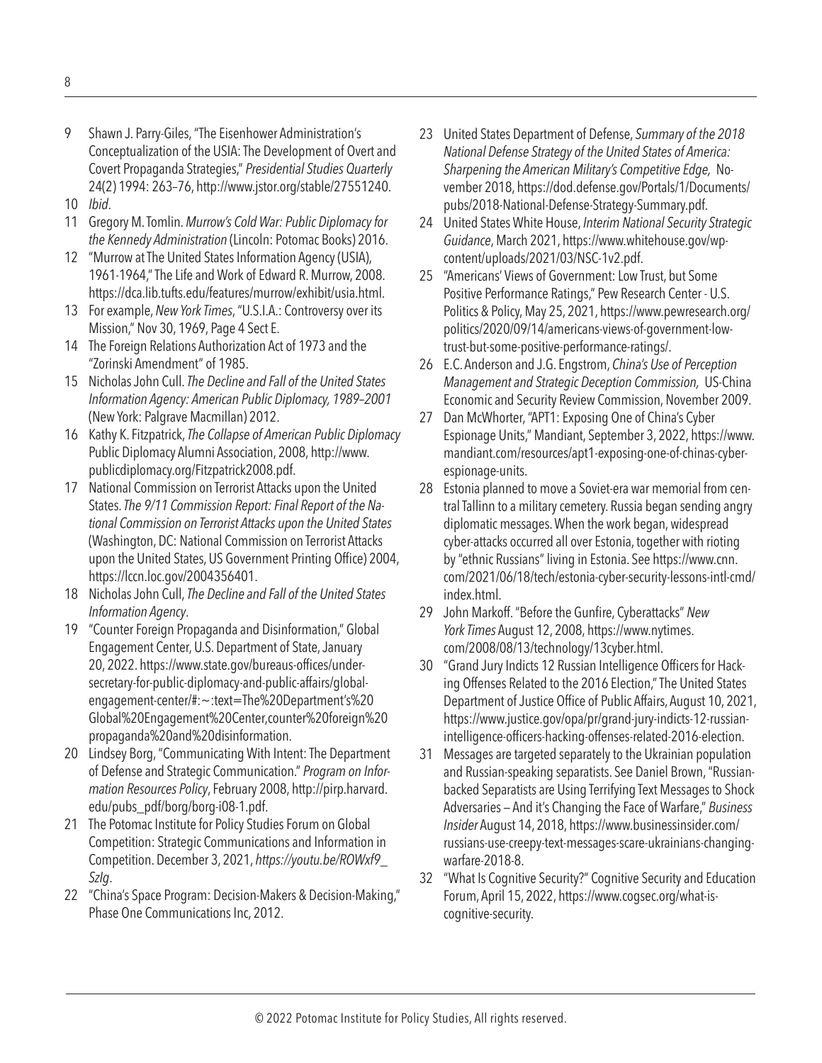9 Shawn J. Parry-Giles, "The Eisenhower Administration's Conceptualization of the USIA: The Development of Overt and Covert Propaganda Strategies," *Presidential Studies Quarterly* 24(2) 1994: 263–76, http://www.jstor.org/stable/27551240.

10 *Ibid*.

11 Gregory M. Tomlin. *Murrow's Cold War: Public Diplomacy for the Kennedy Administration* (Lincoln: Potomac Books) 2016.

12 "Murrow at The United States Information Agency (USIA), 1961-1964," The Life and Work of Edward R. Murrow, 2008. https://dca.lib.tufts.edu/features/murrow/exhibit/usia.html.

13 For example, *New York Times*, "U.S.I.A.: Controversy over its Mission," Nov 30, 1969, Page 4 Sect E.

14 The Foreign Relations Authorization Act of 1973 and the "Zorinski Amendment" of 1985.

15 Nicholas John Cull. *The Decline and Fall of the United States Information Agency: American Public Diplomacy, 1989–2001* (New York: Palgrave Macmillan) 2012.

16 Kathy K. Fitzpatrick, *The Collapse of American Public Diplomacy* Public Diplomacy Alumni Association, 2008, http://www.publicdiplomacy.org/Fitzpatrick2008.pdf.

17 National Commission on Terrorist Attacks upon the United States. *The 9/11 Commission Report: Final Report of the National Commission on Terrorist Attacks upon the United States* (Washington, DC: National Commission on Terrorist Attacks upon the United States, US Government Printing Office) 2004, https://lccn.loc.gov/2004356401.

18 Nicholas John Cull, *The Decline and Fall of the United States Information Agency*.

19 "Counter Foreign Propaganda and Disinformation," Global Engagement Center, U.S. Department of State, January 20, 2022. https://www.state.gov/bureaus-offices/under-secretary-for-public-diplomacy-and-public-affairs/global-engagement-center/#:~:text=The%20Department's%20Global%20Engagement%20Center,counter%20foreign%20propaganda%20and%20disinformation.

20 Lindsey Borg, "Communicating With Intent: The Department of Defense and Strategic Communication." *Program on Information Resources Policy*, February 2008, http://pirp.harvard.edu/pubs_pdf/borg/borg-i08-1.pdf.

21 The Potomac Institute for Policy Studies Forum on Global Competition: Strategic Communications and Information in Competition. December 3, 2021, *https://youtu.be/ROWxf9_SzIg*.

22 "China's Space Program: Decision-Makers & Decision-Making," Phase One Communications Inc, 2012.

23 United States Department of Defense, *Summary of the 2018 National Defense Strategy of the United States of America: Sharpening the American Military's Competitive Edge,* November 2018, https://dod.defense.gov/Portals/1/Documents/pubs/2018-National-Defense-Strategy-Summary.pdf.

24 United States White House, *Interim National Security Strategic Guidance*, March 2021, https://www.whitehouse.gov/wp-content/uploads/2021/03/NSC-1v2.pdf.

25 "Americans' Views of Government: Low Trust, but Some Positive Performance Ratings," Pew Research Center - U.S. Politics & Policy, May 25, 2021, https://www.pewresearch.org/politics/2020/09/14/americans-views-of-government-low-trust-but-some-positive-performance-ratings/.

26 E.C. Anderson and J.G. Engstrom, *China's Use of Perception Management and Strategic Deception Commission,* US-China Economic and Security Review Commission, November 2009.

27 Dan McWhorter, "APT1: Exposing One of China's Cyber Espionage Units," Mandiant, September 3, 2022, https://www.mandiant.com/resources/apt1-exposing-one-of-chinas-cyber-espionage-units.

28 Estonia planned to move a Soviet-era war memorial from central Tallinn to a military cemetery. Russia began sending angry diplomatic messages. When the work began, widespread cyber-attacks occurred all over Estonia, together with rioting by "ethnic Russians" living in Estonia. See https://www.cnn.com/2021/06/18/tech/estonia-cyber-security-lessons-intl-cmd/index.html.

29 John Markoff. "Before the Gunfire, Cyberattacks" *New York Times* August 12, 2008, https://www.nytimes.com/2008/08/13/technology/13cyber.html.

30 "Grand Jury Indicts 12 Russian Intelligence Officers for Hacking Offenses Related to the 2016 Election," The United States Department of Justice Office of Public Affairs, August 10, 2021, https://www.justice.gov/opa/pr/grand-jury-indicts-12-russian-intelligence-officers-hacking-offenses-related-2016-election.

31 Messages are targeted separately to the Ukrainian population and Russian-speaking separatists. See Daniel Brown, "Russian-backed Separatists are Using Terrifying Text Messages to Shock Adversaries – And it's Changing the Face of Warfare," *Business Insider* August 14, 2018, https://www.businessinsider.com/russians-use-creepy-text-messages-scare-ukrainians-changing-warfare-2018-8.

32 "What Is Cognitive Security?" Cognitive Security and Education Forum, April 15, 2022, https://www.cogsec.org/what-is-cognitive-security.

© 2022 Potomac Institute for Policy Studies, All rights reserved.